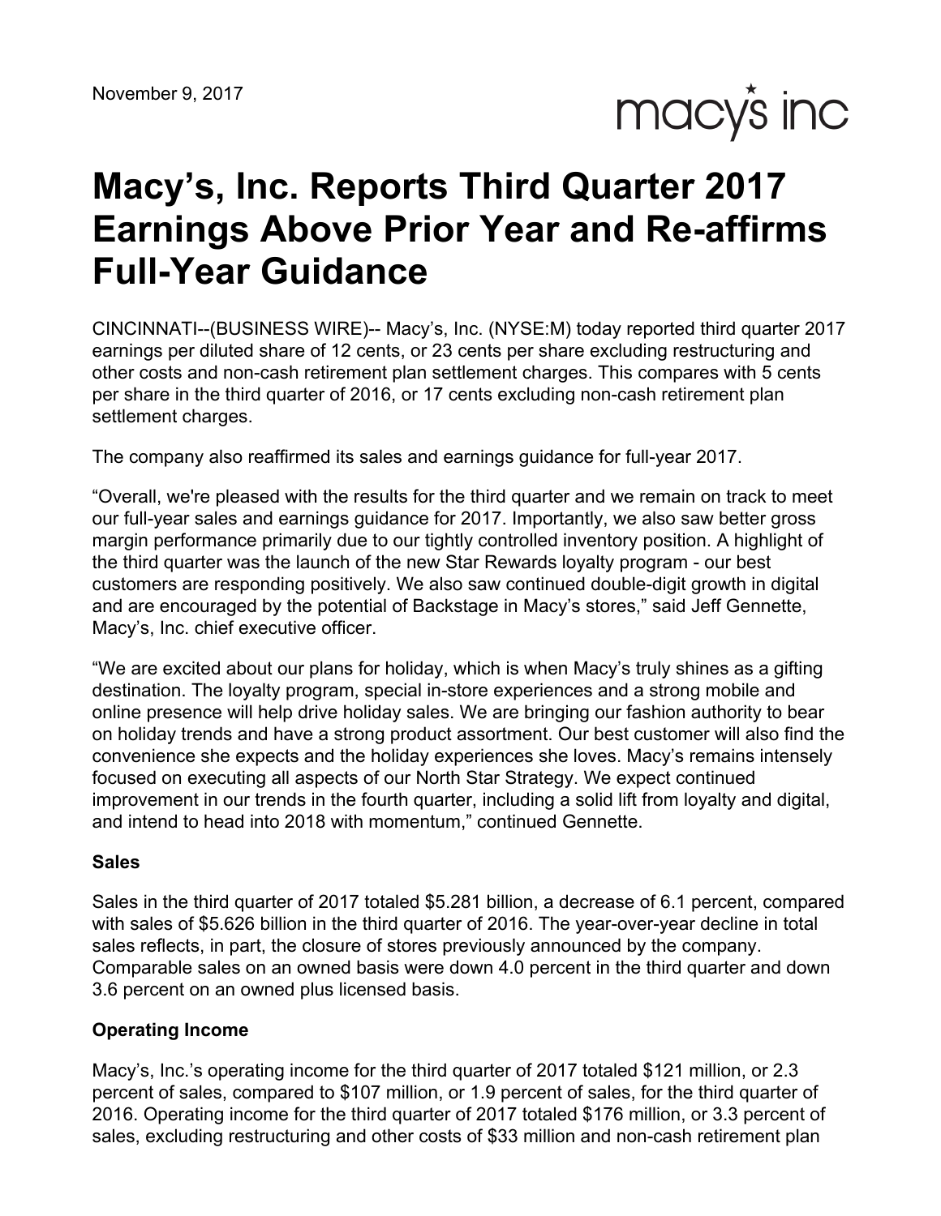November 9, 2017

macy's inc

# Macy's, Inc. Reports Third Quarter 2017 Earnings Above Prior Year and Re-affirms Full-Year Guidance

CINCINNATI--(BUSINESS WIRE)-- Macy's, Inc. (NYSE:M) today reported third quarter 2017 earnings per diluted share of 12 cents, or 23 cents per share excluding restructuring and other costs and non-cash retirement plan settlement charges. This compares with 5 cents per share in the third quarter of 2016, or 17 cents excluding non-cash retirement plan settlement charges.

The company also reaffirmed its sales and earnings guidance for full-year 2017.

"Overall, we're pleased with the results for the third quarter and we remain on track to meet our full-year sales and earnings guidance for 2017. Importantly, we also saw better gross margin performance primarily due to our tightly controlled inventory position. A highlight of the third quarter was the launch of the new Star Rewards loyalty program - our best customers are responding positively. We also saw continued double-digit growth in digital and are encouraged by the potential of Backstage in Macy's stores," said Jeff Gennette, Macy's, Inc. chief executive officer.

"We are excited about our plans for holiday, which is when Macy's truly shines as a gifting destination. The loyalty program, special in-store experiences and a strong mobile and online presence will help drive holiday sales. We are bringing our fashion authority to bear on holiday trends and have a strong product assortment. Our best customer will also find the convenience she expects and the holiday experiences she loves. Macy's remains intensely focused on executing all aspects of our North Star Strategy. We expect continued improvement in our trends in the fourth quarter, including a solid lift from loyalty and digital, and intend to head into 2018 with momentum," continued Gennette.

**Sales**

Sales in the third quarter of 2017 totaled $5.281 billion, a decrease of 6.1 percent, compared with sales of $5.626 billion in the third quarter of 2016. The year-over-year decline in total sales reflects, in part, the closure of stores previously announced by the company. Comparable sales on an owned basis were down 4.0 percent in the third quarter and down 3.6 percent on an owned plus licensed basis.

**Operating Income**

Macy's, Inc.'s operating income for the third quarter of 2017 totaled $121 million, or 2.3 percent of sales, compared to $107 million, or 1.9 percent of sales, for the third quarter of 2016. Operating income for the third quarter of 2017 totaled $176 million, or 3.3 percent of sales, excluding restructuring and other costs of $33 million and non-cash retirement plan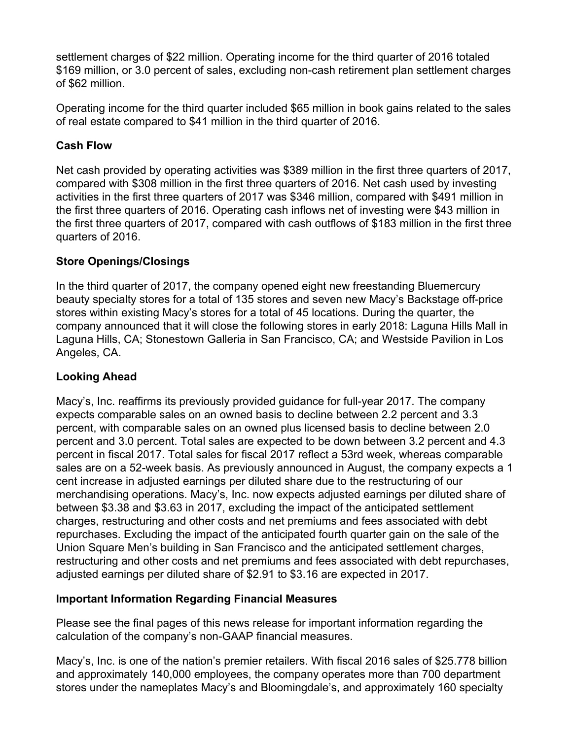settlement charges of $22 million. Operating income for the third quarter of 2016 totaled $169 million, or 3.0 percent of sales, excluding non-cash retirement plan settlement charges of $62 million.

Operating income for the third quarter included $65 million in book gains related to the sales of real estate compared to $41 million in the third quarter of 2016.

**Cash Flow**

Net cash provided by operating activities was $389 million in the first three quarters of 2017, compared with $308 million in the first three quarters of 2016. Net cash used by investing activities in the first three quarters of 2017 was $346 million, compared with $491 million in the first three quarters of 2016. Operating cash inflows net of investing were $43 million in the first three quarters of 2017, compared with cash outflows of $183 million in the first three quarters of 2016.

**Store Openings/Closings**

In the third quarter of 2017, the company opened eight new freestanding Bluemercury beauty specialty stores for a total of 135 stores and seven new Macy's Backstage off-price stores within existing Macy's stores for a total of 45 locations. During the quarter, the company announced that it will close the following stores in early 2018: Laguna Hills Mall in Laguna Hills, CA; Stonestown Galleria in San Francisco, CA; and Westside Pavilion in Los Angeles, CA.

**Looking Ahead**

Macy's, Inc. reaffirms its previously provided guidance for full-year 2017. The company expects comparable sales on an owned basis to decline between 2.2 percent and 3.3 percent, with comparable sales on an owned plus licensed basis to decline between 2.0 percent and 3.0 percent. Total sales are expected to be down between 3.2 percent and 4.3 percent in fiscal 2017. Total sales for fiscal 2017 reflect a 53rd week, whereas comparable sales are on a 52-week basis. As previously announced in August, the company expects a 1 cent increase in adjusted earnings per diluted share due to the restructuring of our merchandising operations. Macy's, Inc. now expects adjusted earnings per diluted share of between $3.38 and $3.63 in 2017, excluding the impact of the anticipated settlement charges, restructuring and other costs and net premiums and fees associated with debt repurchases. Excluding the impact of the anticipated fourth quarter gain on the sale of the Union Square Men's building in San Francisco and the anticipated settlement charges, restructuring and other costs and net premiums and fees associated with debt repurchases, adjusted earnings per diluted share of $2.91 to $3.16 are expected in 2017.

**Important Information Regarding Financial Measures**

Please see the final pages of this news release for important information regarding the calculation of the company's non-GAAP financial measures.

Macy's, Inc. is one of the nation's premier retailers. With fiscal 2016 sales of $25.778 billion and approximately 140,000 employees, the company operates more than 700 department stores under the nameplates Macy's and Bloomingdale's, and approximately 160 specialty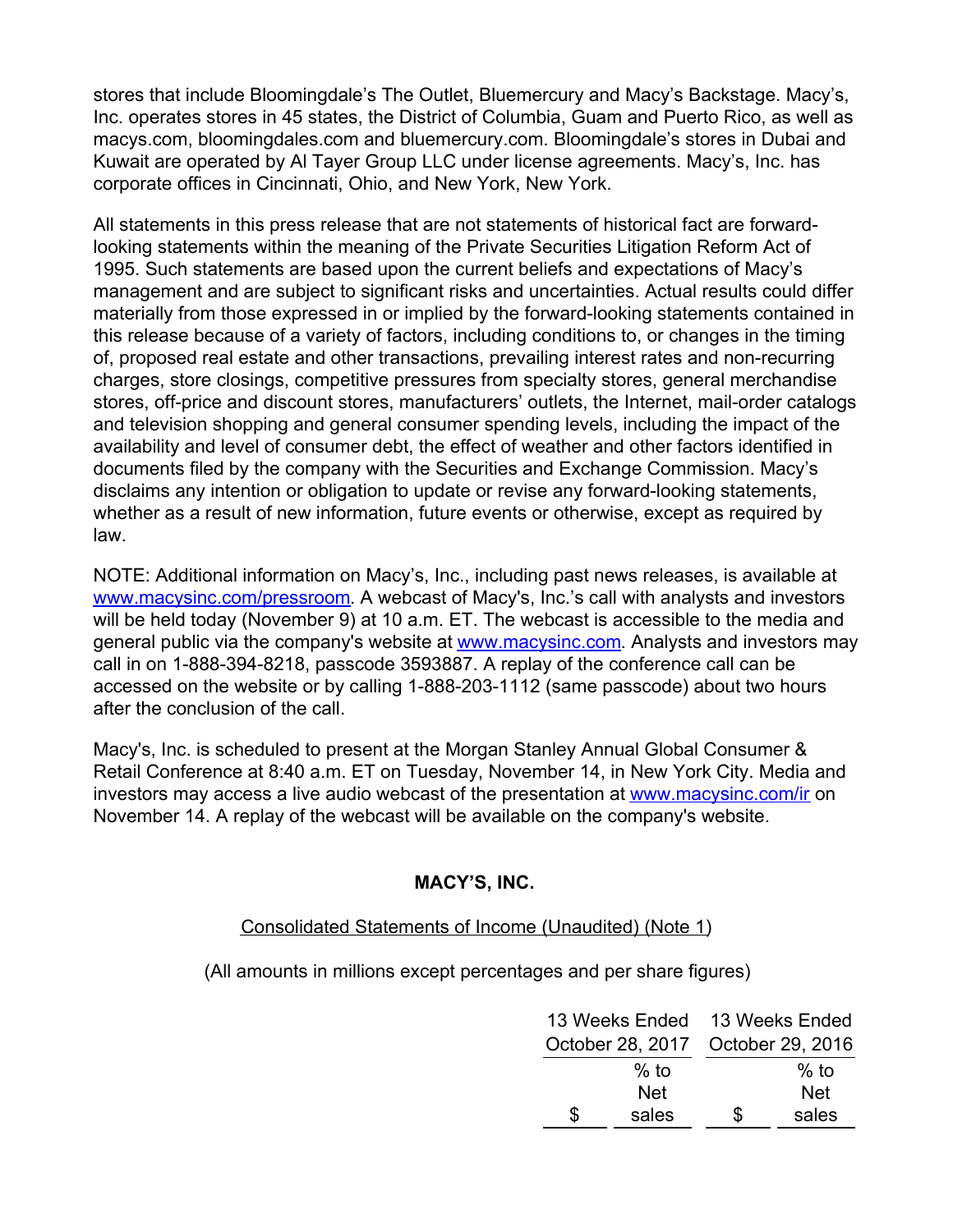stores that include Bloomingdale's The Outlet, Bluemercury and Macy's Backstage. Macy's, Inc. operates stores in 45 states, the District of Columbia, Guam and Puerto Rico, as well as macys.com, bloomingdales.com and bluemercury.com. Bloomingdale's stores in Dubai and Kuwait are operated by Al Tayer Group LLC under license agreements. Macy's, Inc. has corporate offices in Cincinnati, Ohio, and New York, New York.

All statements in this press release that are not statements of historical fact are forward-looking statements within the meaning of the Private Securities Litigation Reform Act of 1995. Such statements are based upon the current beliefs and expectations of Macy's management and are subject to significant risks and uncertainties. Actual results could differ materially from those expressed in or implied by the forward-looking statements contained in this release because of a variety of factors, including conditions to, or changes in the timing of, proposed real estate and other transactions, prevailing interest rates and non-recurring charges, store closings, competitive pressures from specialty stores, general merchandise stores, off-price and discount stores, manufacturers' outlets, the Internet, mail-order catalogs and television shopping and general consumer spending levels, including the impact of the availability and level of consumer debt, the effect of weather and other factors identified in documents filed by the company with the Securities and Exchange Commission. Macy's disclaims any intention or obligation to update or revise any forward-looking statements, whether as a result of new information, future events or otherwise, except as required by law.

NOTE: Additional information on Macy's, Inc., including past news releases, is available at www.macysinc.com/pressroom. A webcast of Macy's, Inc.'s call with analysts and investors will be held today (November 9) at 10 a.m. ET. The webcast is accessible to the media and general public via the company's website at www.macysinc.com. Analysts and investors may call in on 1-888-394-8218, passcode 3593887. A replay of the conference call can be accessed on the website or by calling 1-888-203-1112 (same passcode) about two hours after the conclusion of the call.

Macy's, Inc. is scheduled to present at the Morgan Stanley Annual Global Consumer & Retail Conference at 8:40 a.m. ET on Tuesday, November 14, in New York City. Media and investors may access a live audio webcast of the presentation at www.macysinc.com/ir on November 14. A replay of the webcast will be available on the company's website.

**MACY'S, INC.**

Consolidated Statements of Income (Unaudited) (Note 1)

(All amounts in millions except percentages and per share figures)

| | 13 Weeks Ended October 28, 2017 | | 13 Weeks Ended October 29, 2016 | |
|---|---|---|---|---|
| | $ | % to Net sales | $ | % to Net sales |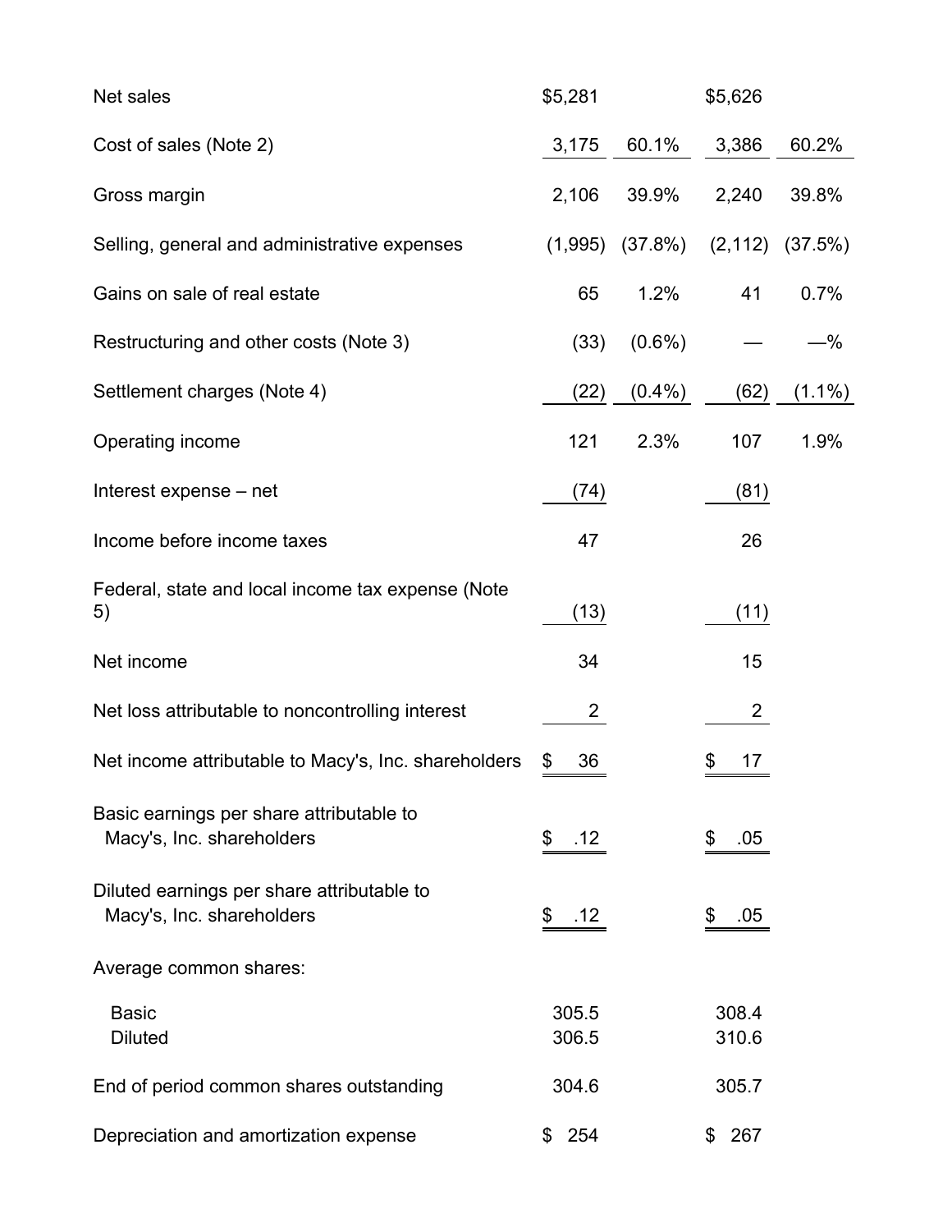| | | | | |
|---|---|---|---|---|
| Net sales | $5,281 | | $5,626 | |
| Cost of sales (Note 2) | 3,175 | 60.1% | 3,386 | 60.2% |
| Gross margin | 2,106 | 39.9% | 2,240 | 39.8% |
| Selling, general and administrative expenses | (1,995) | (37.8%) | (2,112) | (37.5%) |
| Gains on sale of real estate | 65 | 1.2% | 41 | 0.7% |
| Restructuring and other costs (Note 3) | (33) | (0.6%) | — | —% |
| Settlement charges (Note 4) | (22) | (0.4%) | (62) | (1.1%) |
| Operating income | 121 | 2.3% | 107 | 1.9% |
| Interest expense – net | (74) | | (81) | |
| Income before income taxes | 47 | | 26 | |
| Federal, state and local income tax expense (Note 5) | (13) | | (11) | |
| Net income | 34 | | 15 | |
| Net loss attributable to noncontrolling interest | 2 | | 2 | |
| Net income attributable to Macy's, Inc. shareholders | $ 36 | | $ 17 | |
| Basic earnings per share attributable to Macy's, Inc. shareholders | $ .12 | | $ .05 | |
| Diluted earnings per share attributable to Macy's, Inc. shareholders | $ .12 | | $ .05 | |
| Average common shares: | | | | |
| Basic | 305.5 | | 308.4 | |
| Diluted | 306.5 | | 310.6 | |
| End of period common shares outstanding | 304.6 | | 305.7 | |
| Depreciation and amortization expense | $ 254 | | $ 267 | |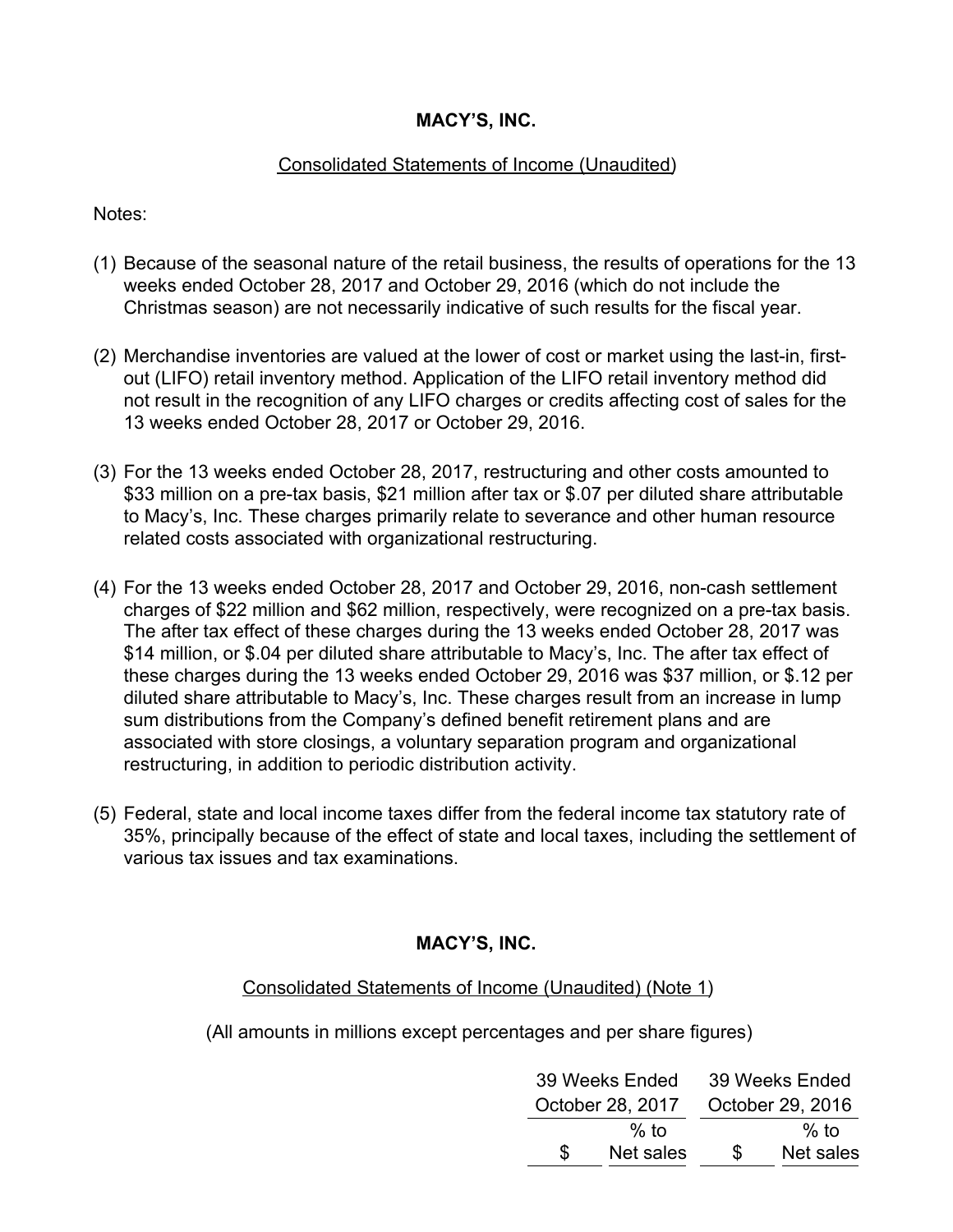**MACY'S, INC.**

Consolidated Statements of Income (Unaudited)

Notes:

(1) Because of the seasonal nature of the retail business, the results of operations for the 13 weeks ended October 28, 2017 and October 29, 2016 (which do not include the Christmas season) are not necessarily indicative of such results for the fiscal year.

(2) Merchandise inventories are valued at the lower of cost or market using the last-in, first-out (LIFO) retail inventory method. Application of the LIFO retail inventory method did not result in the recognition of any LIFO charges or credits affecting cost of sales for the 13 weeks ended October 28, 2017 or October 29, 2016.

(3) For the 13 weeks ended October 28, 2017, restructuring and other costs amounted to $33 million on a pre-tax basis, $21 million after tax or $.07 per diluted share attributable to Macy's, Inc. These charges primarily relate to severance and other human resource related costs associated with organizational restructuring.

(4) For the 13 weeks ended October 28, 2017 and October 29, 2016, non-cash settlement charges of $22 million and $62 million, respectively, were recognized on a pre-tax basis. The after tax effect of these charges during the 13 weeks ended October 28, 2017 was $14 million, or $.04 per diluted share attributable to Macy's, Inc. The after tax effect of these charges during the 13 weeks ended October 29, 2016 was $37 million, or $.12 per diluted share attributable to Macy's, Inc. These charges result from an increase in lump sum distributions from the Company's defined benefit retirement plans and are associated with store closings, a voluntary separation program and organizational restructuring, in addition to periodic distribution activity.

(5) Federal, state and local income taxes differ from the federal income tax statutory rate of 35%, principally because of the effect of state and local taxes, including the settlement of various tax issues and tax examinations.

**MACY'S, INC.**

Consolidated Statements of Income (Unaudited) (Note 1)

(All amounts in millions except percentages and per share figures)

| | 39 Weeks Ended October 28, 2017 | | 39 Weeks Ended October 29, 2016 | |
|---|---|---|---|---|
| | $ | % to Net sales | $ | % to Net sales |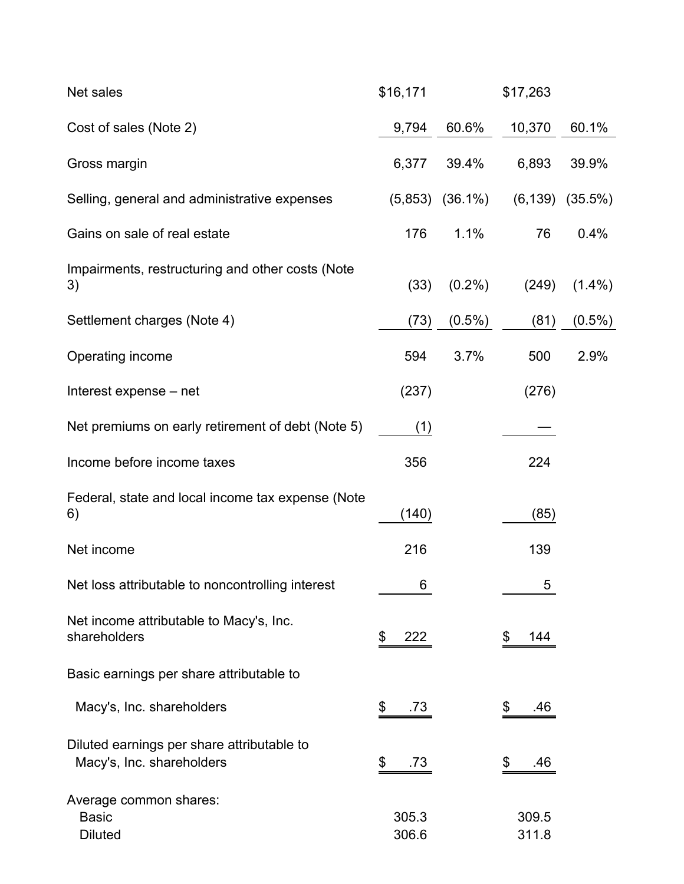| | | | | |
|---|---|---|---|---|
| Net sales | $16,171 | | $17,263 | |
| Cost of sales (Note 2) | 9,794 | 60.6% | 10,370 | 60.1% |
| Gross margin | 6,377 | 39.4% | 6,893 | 39.9% |
| Selling, general and administrative expenses | (5,853) | (36.1%) | (6,139) | (35.5%) |
| Gains on sale of real estate | 176 | 1.1% | 76 | 0.4% |
| Impairments, restructuring and other costs (Note 3) | (33) | (0.2%) | (249) | (1.4%) |
| Settlement charges (Note 4) | (73) | (0.5%) | (81) | (0.5%) |
| Operating income | 594 | 3.7% | 500 | 2.9% |
| Interest expense – net | (237) | | (276) | |
| Net premiums on early retirement of debt (Note 5) | (1) | | — | |
| Income before income taxes | 356 | | 224 | |
| Federal, state and local income tax expense (Note 6) | (140) | | (85) | |
| Net income | 216 | | 139 | |
| Net loss attributable to noncontrolling interest | 6 | | 5 | |
| Net income attributable to Macy's, Inc. shareholders | $ 222 | | $ 144 | |
| Basic earnings per share attributable to | | | | |
| Macy's, Inc. shareholders | $ .73 | | $ .46 | |
| Diluted earnings per share attributable to Macy's, Inc. shareholders | $ .73 | | $ .46 | |
| Average common shares: | | | | |
| Basic | 305.3 | | 309.5 | |
| Diluted | 306.6 | | 311.8 | |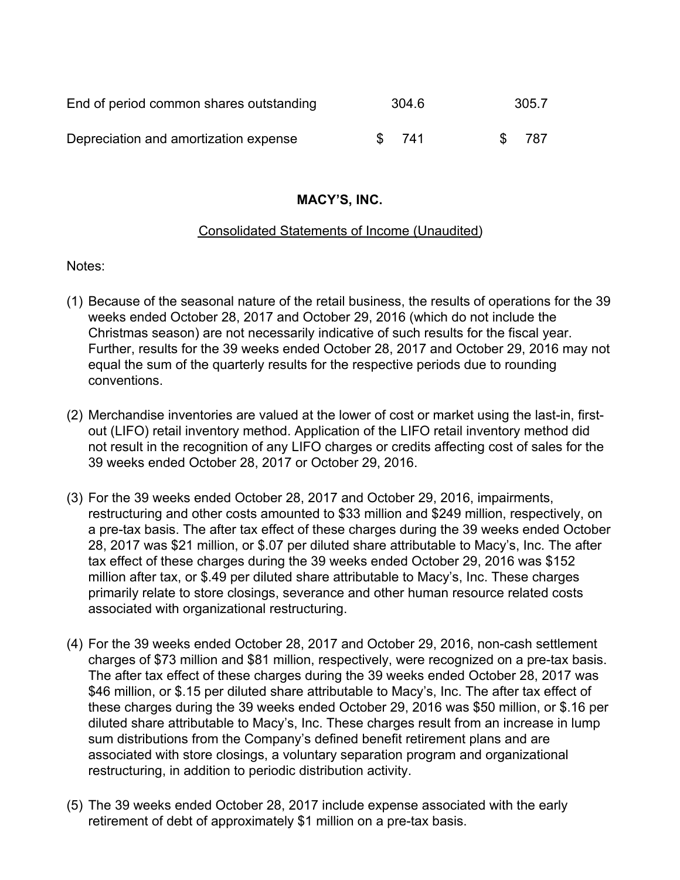| | | |
|---|---|---|
| End of period common shares outstanding | 304.6 | 305.7 |
| Depreciation and amortization expense | $ 741 | $ 787 |

**MACY'S, INC.**

Consolidated Statements of Income (Unaudited)

Notes:

(1) Because of the seasonal nature of the retail business, the results of operations for the 39 weeks ended October 28, 2017 and October 29, 2016 (which do not include the Christmas season) are not necessarily indicative of such results for the fiscal year. Further, results for the 39 weeks ended October 28, 2017 and October 29, 2016 may not equal the sum of the quarterly results for the respective periods due to rounding conventions.

(2) Merchandise inventories are valued at the lower of cost or market using the last-in, first-out (LIFO) retail inventory method. Application of the LIFO retail inventory method did not result in the recognition of any LIFO charges or credits affecting cost of sales for the 39 weeks ended October 28, 2017 or October 29, 2016.

(3) For the 39 weeks ended October 28, 2017 and October 29, 2016, impairments, restructuring and other costs amounted to $33 million and $249 million, respectively, on a pre-tax basis. The after tax effect of these charges during the 39 weeks ended October 28, 2017 was $21 million, or $.07 per diluted share attributable to Macy's, Inc. The after tax effect of these charges during the 39 weeks ended October 29, 2016 was $152 million after tax, or $.49 per diluted share attributable to Macy's, Inc. These charges primarily relate to store closings, severance and other human resource related costs associated with organizational restructuring.

(4) For the 39 weeks ended October 28, 2017 and October 29, 2016, non-cash settlement charges of $73 million and $81 million, respectively, were recognized on a pre-tax basis. The after tax effect of these charges during the 39 weeks ended October 28, 2017 was $46 million, or $.15 per diluted share attributable to Macy's, Inc. The after tax effect of these charges during the 39 weeks ended October 29, 2016 was $50 million, or $.16 per diluted share attributable to Macy's, Inc. These charges result from an increase in lump sum distributions from the Company's defined benefit retirement plans and are associated with store closings, a voluntary separation program and organizational restructuring, in addition to periodic distribution activity.

(5) The 39 weeks ended October 28, 2017 include expense associated with the early retirement of debt of approximately $1 million on a pre-tax basis.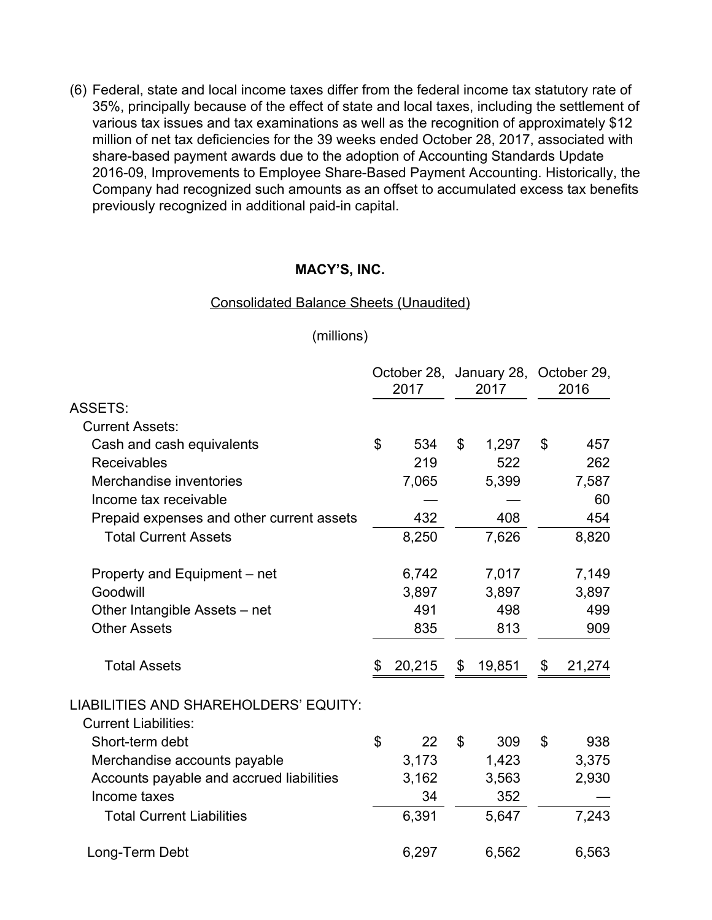(6) Federal, state and local income taxes differ from the federal income tax statutory rate of 35%, principally because of the effect of state and local taxes, including the settlement of various tax issues and tax examinations as well as the recognition of approximately $12 million of net tax deficiencies for the 39 weeks ended October 28, 2017, associated with share-based payment awards due to the adoption of Accounting Standards Update 2016-09, Improvements to Employee Share-Based Payment Accounting. Historically, the Company had recognized such amounts as an offset to accumulated excess tax benefits previously recognized in additional paid-in capital.

**MACY'S, INC.**

Consolidated Balance Sheets (Unaudited)

(millions)

| | October 28, 2017 | January 28, 2017 | October 29, 2016 |
|---|---|---|---|
| ASSETS: | | | |
| Current Assets: | | | |
| Cash and cash equivalents | $ 534 | $ 1,297 | $ 457 |
| Receivables | 219 | 522 | 262 |
| Merchandise inventories | 7,065 | 5,399 | 7,587 |
| Income tax receivable | — | — | 60 |
| Prepaid expenses and other current assets | 432 | 408 | 454 |
| Total Current Assets | 8,250 | 7,626 | 8,820 |
| Property and Equipment – net | 6,742 | 7,017 | 7,149 |
| Goodwill | 3,897 | 3,897 | 3,897 |
| Other Intangible Assets – net | 491 | 498 | 499 |
| Other Assets | 835 | 813 | 909 |
| Total Assets | $ 20,215 | $ 19,851 | $ 21,274 |
| LIABILITIES AND SHAREHOLDERS' EQUITY: | | | |
| Current Liabilities: | | | |
| Short-term debt | $ 22 | $ 309 | $ 938 |
| Merchandise accounts payable | 3,173 | 1,423 | 3,375 |
| Accounts payable and accrued liabilities | 3,162 | 3,563 | 2,930 |
| Income taxes | 34 | 352 | — |
| Total Current Liabilities | 6,391 | 5,647 | 7,243 |
| Long-Term Debt | 6,297 | 6,562 | 6,563 |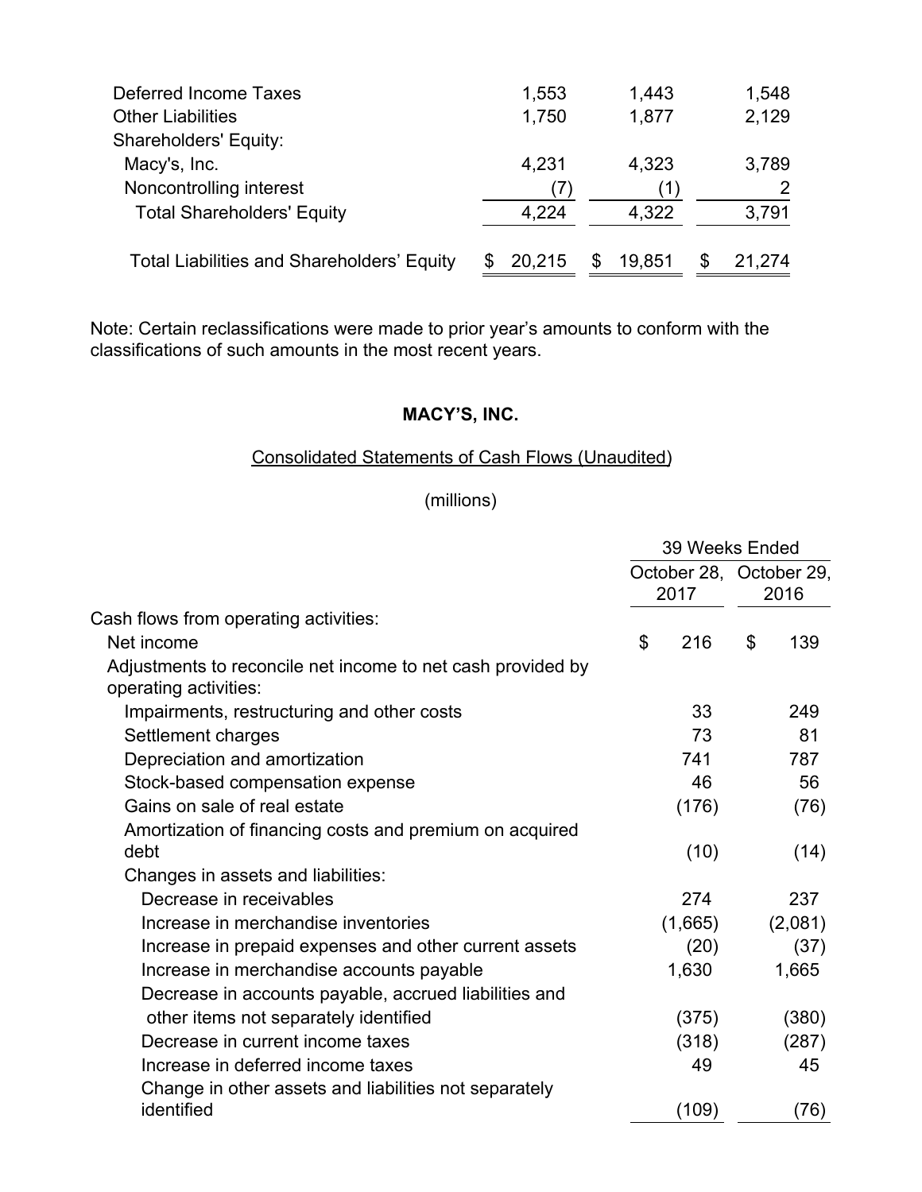| | | | |
|---|---|---|---|
| Deferred Income Taxes | 1,553 | 1,443 | 1,548 |
| Other Liabilities | 1,750 | 1,877 | 2,129 |
| Shareholders' Equity: | | | |
| Macy's, Inc. | 4,231 | 4,323 | 3,789 |
| Noncontrolling interest | (7) | (1) | 2 |
| Total Shareholders' Equity | 4,224 | 4,322 | 3,791 |
| Total Liabilities and Shareholders' Equity | $ 20,215 | $ 19,851 | $ 21,274 |

Note: Certain reclassifications were made to prior year's amounts to conform with the classifications of such amounts in the most recent years.

**MACY'S, INC.**

Consolidated Statements of Cash Flows (Unaudited)

(millions)

| | 39 Weeks Ended | |
|---|---|---|
| | October 28, 2017 | October 29, 2016 |
| Cash flows from operating activities: | | |
| Net income | $ 216 | $ 139 |
| Adjustments to reconcile net income to net cash provided by operating activities: | | |
| Impairments, restructuring and other costs | 33 | 249 |
| Settlement charges | 73 | 81 |
| Depreciation and amortization | 741 | 787 |
| Stock-based compensation expense | 46 | 56 |
| Gains on sale of real estate | (176) | (76) |
| Amortization of financing costs and premium on acquired debt | (10) | (14) |
| Changes in assets and liabilities: | | |
| Decrease in receivables | 274 | 237 |
| Increase in merchandise inventories | (1,665) | (2,081) |
| Increase in prepaid expenses and other current assets | (20) | (37) |
| Increase in merchandise accounts payable | 1,630 | 1,665 |
| Decrease in accounts payable, accrued liabilities and other items not separately identified | (375) | (380) |
| Decrease in current income taxes | (318) | (287) |
| Increase in deferred income taxes | 49 | 45 |
| Change in other assets and liabilities not separately identified | (109) | (76) |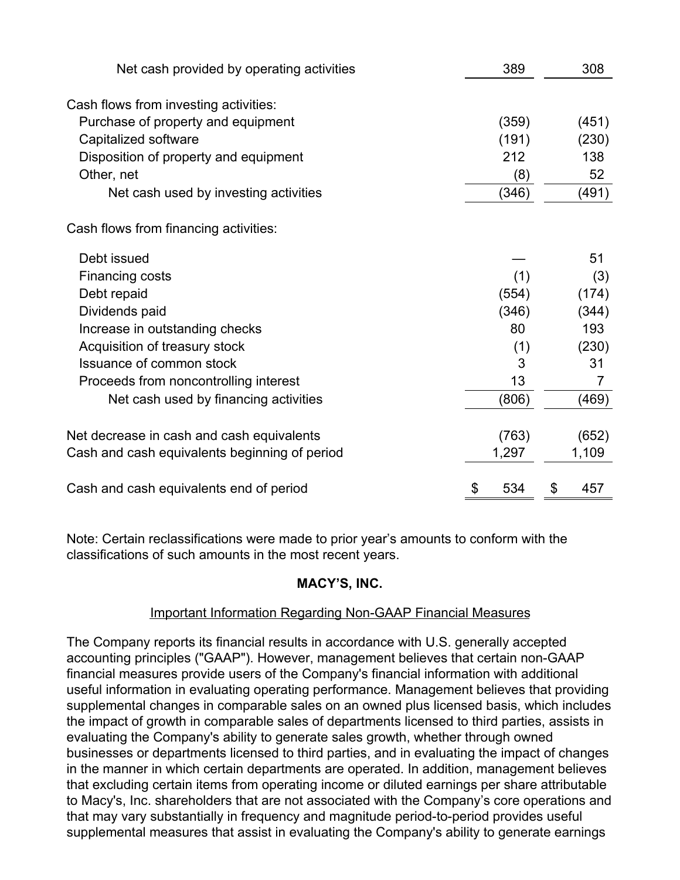|  |  |  |
| --- | --- | --- |
| Net cash provided by operating activities | 389 | 308 |
| Cash flows from investing activities: |  |  |
| Purchase of property and equipment | (359) | (451) |
| Capitalized software | (191) | (230) |
| Disposition of property and equipment | 212 | 138 |
| Other, net | (8) | 52 |
| Net cash used by investing activities | (346) | (491) |
| Cash flows from financing activities: |  |  |
| Debt issued | — | 51 |
| Financing costs | (1) | (3) |
| Debt repaid | (554) | (174) |
| Dividends paid | (346) | (344) |
| Increase in outstanding checks | 80 | 193 |
| Acquisition of treasury stock | (1) | (230) |
| Issuance of common stock | 3 | 31 |
| Proceeds from noncontrolling interest | 13 | 7 |
| Net cash used by financing activities | (806) | (469) |
| Net decrease in cash and cash equivalents | (763) | (652) |
| Cash and cash equivalents beginning of period | 1,297 | 1,109 |
| Cash and cash equivalents end of period | $ 534 | $ 457 |

Note: Certain reclassifications were made to prior year's amounts to conform with the classifications of such amounts in the most recent years.

**MACY'S, INC.**

Important Information Regarding Non-GAAP Financial Measures

The Company reports its financial results in accordance with U.S. generally accepted accounting principles ("GAAP"). However, management believes that certain non-GAAP financial measures provide users of the Company's financial information with additional useful information in evaluating operating performance. Management believes that providing supplemental changes in comparable sales on an owned plus licensed basis, which includes the impact of growth in comparable sales of departments licensed to third parties, assists in evaluating the Company's ability to generate sales growth, whether through owned businesses or departments licensed to third parties, and in evaluating the impact of changes in the manner in which certain departments are operated. In addition, management believes that excluding certain items from operating income or diluted earnings per share attributable to Macy's, Inc. shareholders that are not associated with the Company's core operations and that may vary substantially in frequency and magnitude period-to-period provides useful supplemental measures that assist in evaluating the Company's ability to generate earnings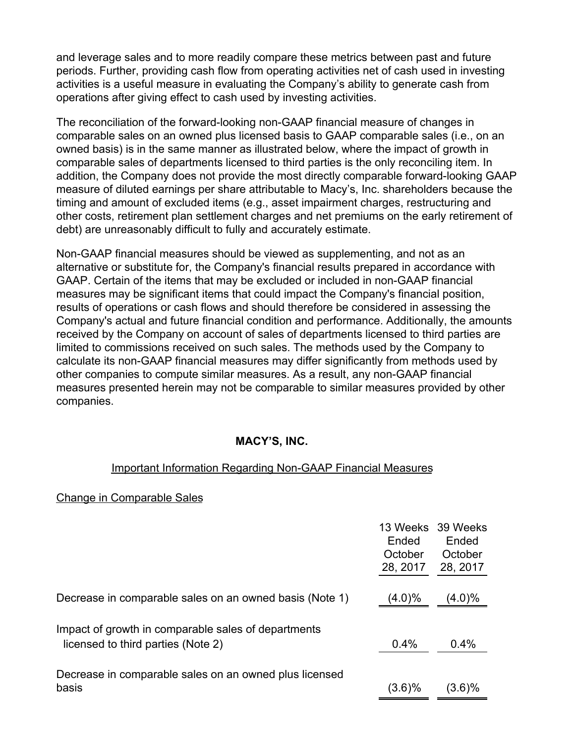and leverage sales and to more readily compare these metrics between past and future periods. Further, providing cash flow from operating activities net of cash used in investing activities is a useful measure in evaluating the Company's ability to generate cash from operations after giving effect to cash used by investing activities.

The reconciliation of the forward-looking non-GAAP financial measure of changes in comparable sales on an owned plus licensed basis to GAAP comparable sales (i.e., on an owned basis) is in the same manner as illustrated below, where the impact of growth in comparable sales of departments licensed to third parties is the only reconciling item. In addition, the Company does not provide the most directly comparable forward-looking GAAP measure of diluted earnings per share attributable to Macy's, Inc. shareholders because the timing and amount of excluded items (e.g., asset impairment charges, restructuring and other costs, retirement plan settlement charges and net premiums on the early retirement of debt) are unreasonably difficult to fully and accurately estimate.

Non-GAAP financial measures should be viewed as supplementing, and not as an alternative or substitute for, the Company's financial results prepared in accordance with GAAP. Certain of the items that may be excluded or included in non-GAAP financial measures may be significant items that could impact the Company's financial position, results of operations or cash flows and should therefore be considered in assessing the Company's actual and future financial condition and performance. Additionally, the amounts received by the Company on account of sales of departments licensed to third parties are limited to commissions received on such sales. The methods used by the Company to calculate its non-GAAP financial measures may differ significantly from methods used by other companies to compute similar measures. As a result, any non-GAAP financial measures presented herein may not be comparable to similar measures provided by other companies.

**MACY'S, INC.**

Important Information Regarding Non-GAAP Financial Measures

Change in Comparable Sales

| | 13 Weeks Ended October 28, 2017 | 39 Weeks Ended October 28, 2017 |
|---|---|---|
| Decrease in comparable sales on an owned basis (Note 1) | (4.0)% | (4.0)% |
| Impact of growth in comparable sales of departments licensed to third parties (Note 2) | 0.4% | 0.4% |
| Decrease in comparable sales on an owned plus licensed basis | (3.6)% | (3.6)% |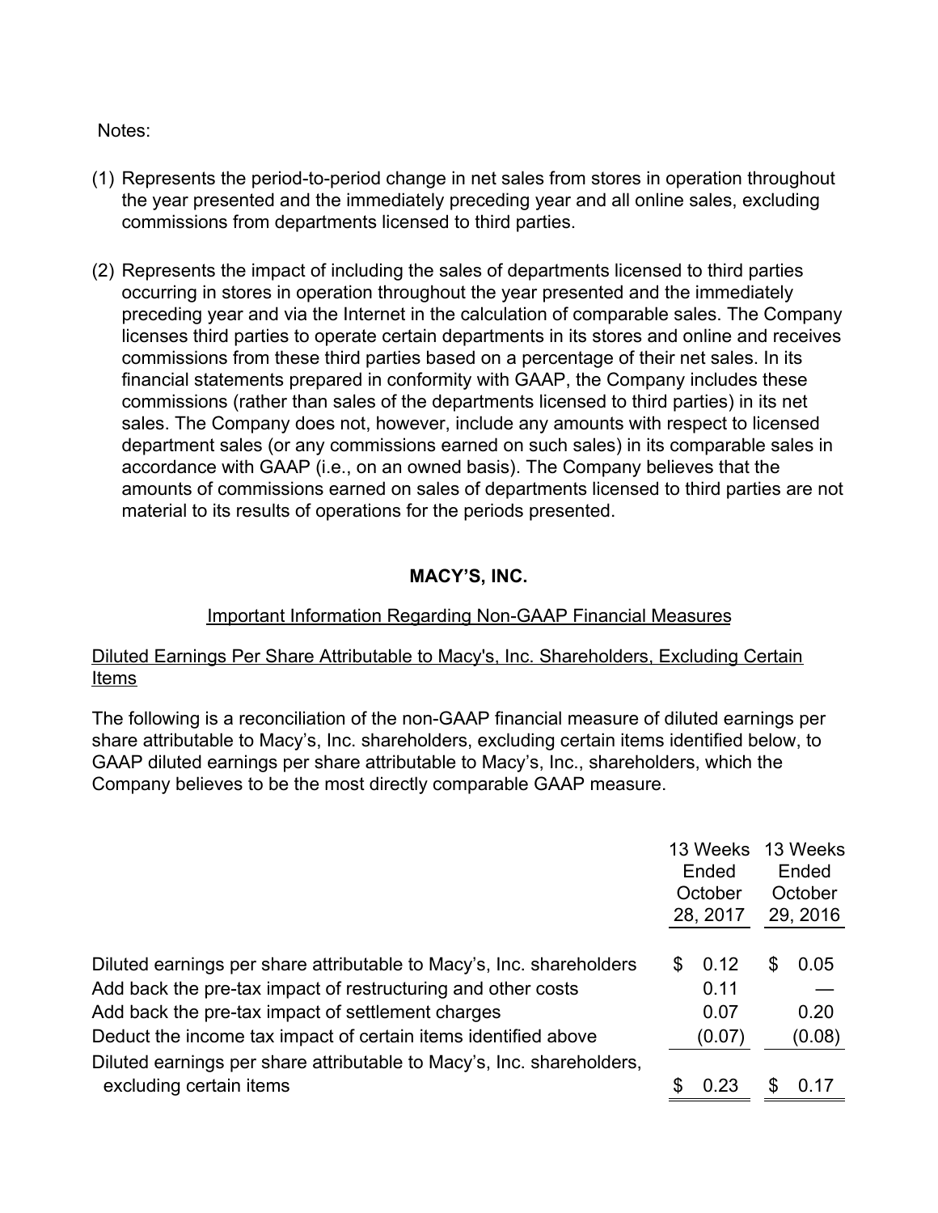Notes:

(1) Represents the period-to-period change in net sales from stores in operation throughout the year presented and the immediately preceding year and all online sales, excluding commissions from departments licensed to third parties.

(2) Represents the impact of including the sales of departments licensed to third parties occurring in stores in operation throughout the year presented and the immediately preceding year and via the Internet in the calculation of comparable sales. The Company licenses third parties to operate certain departments in its stores and online and receives commissions from these third parties based on a percentage of their net sales. In its financial statements prepared in conformity with GAAP, the Company includes these commissions (rather than sales of the departments licensed to third parties) in its net sales. The Company does not, however, include any amounts with respect to licensed department sales (or any commissions earned on such sales) in its comparable sales in accordance with GAAP (i.e., on an owned basis). The Company believes that the amounts of commissions earned on sales of departments licensed to third parties are not material to its results of operations for the periods presented.

**MACY'S, INC.**

Important Information Regarding Non-GAAP Financial Measures

Diluted Earnings Per Share Attributable to Macy's, Inc. Shareholders, Excluding Certain Items

The following is a reconciliation of the non-GAAP financial measure of diluted earnings per share attributable to Macy's, Inc. shareholders, excluding certain items identified below, to GAAP diluted earnings per share attributable to Macy's, Inc., shareholders, which the Company believes to be the most directly comparable GAAP measure.

| | 13 Weeks Ended October 28, 2017 | 13 Weeks Ended October 29, 2016 |
|---|---|---|
| Diluted earnings per share attributable to Macy's, Inc. shareholders | $ 0.12 | $ 0.05 |
| Add back the pre-tax impact of restructuring and other costs | 0.11 | — |
| Add back the pre-tax impact of settlement charges | 0.07 | 0.20 |
| Deduct the income tax impact of certain items identified above | (0.07) | (0.08) |
| Diluted earnings per share attributable to Macy's, Inc. shareholders, excluding certain items | $ 0.23 | $ 0.17 |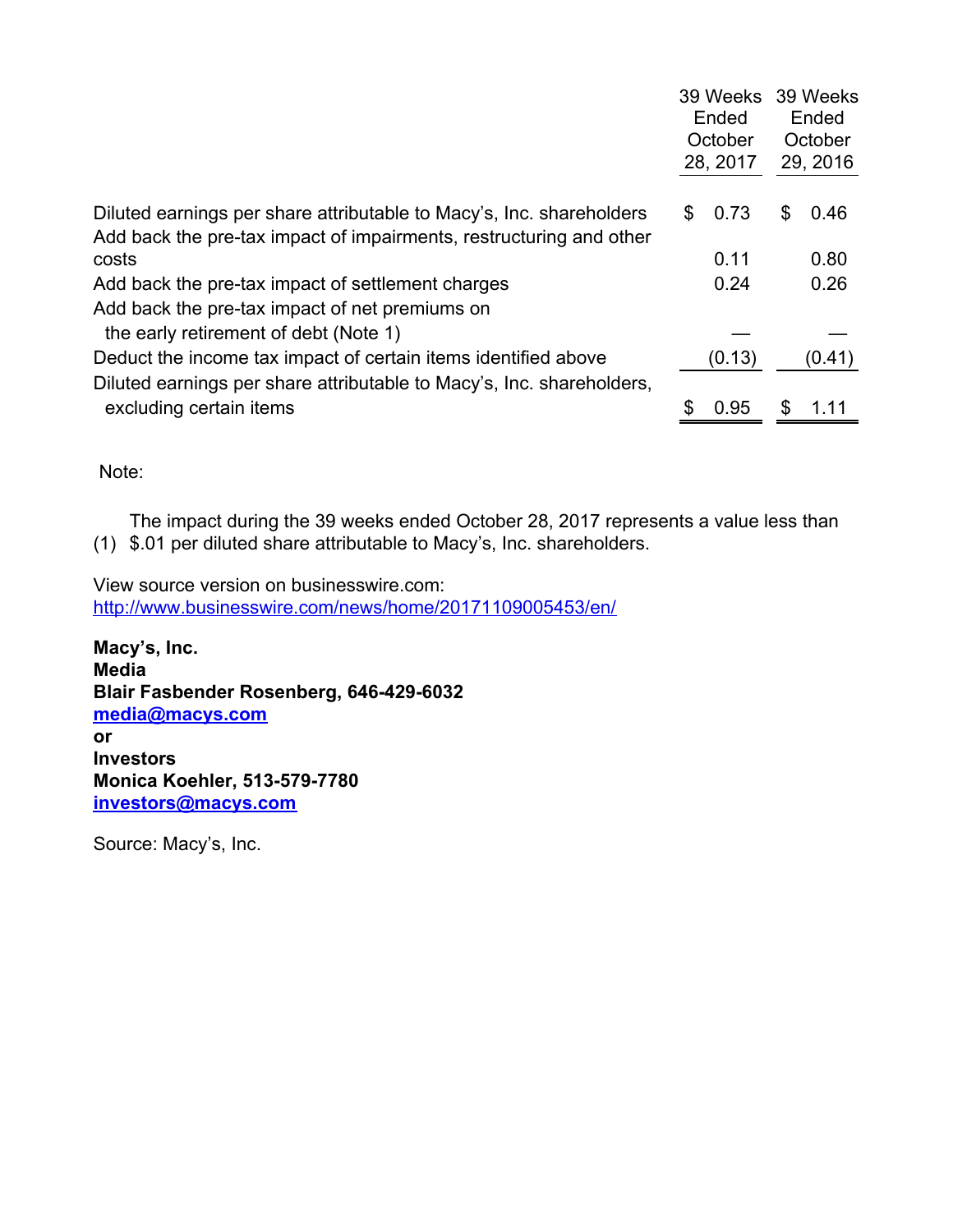| | 39 Weeks Ended October 28, 2017 | 39 Weeks Ended October 29, 2016 |
|---|---|---|
| Diluted earnings per share attributable to Macy's, Inc. shareholders | $ 0.73 | $ 0.46 |
| Add back the pre-tax impact of impairments, restructuring and other costs | 0.11 | 0.80 |
| Add back the pre-tax impact of settlement charges | 0.24 | 0.26 |
| Add back the pre-tax impact of net premiums on the early retirement of debt (Note 1) | — | — |
| Deduct the income tax impact of certain items identified above | (0.13) | (0.41) |
| Diluted earnings per share attributable to Macy's, Inc. shareholders, excluding certain items | $ 0.95 | $ 1.11 |

Note:

(1) The impact during the 39 weeks ended October 28, 2017 represents a value less than $.01 per diluted share attributable to Macy's, Inc. shareholders.

View source version on businesswire.com: http://www.businesswire.com/news/home/20171109005453/en/

**Macy's, Inc.**
**Media**
**Blair Fasbender Rosenberg, 646-429-6032**
**media@macys.com**
**or**
**Investors**
**Monica Koehler, 513-579-7780**
**investors@macys.com**

Source: Macy's, Inc.